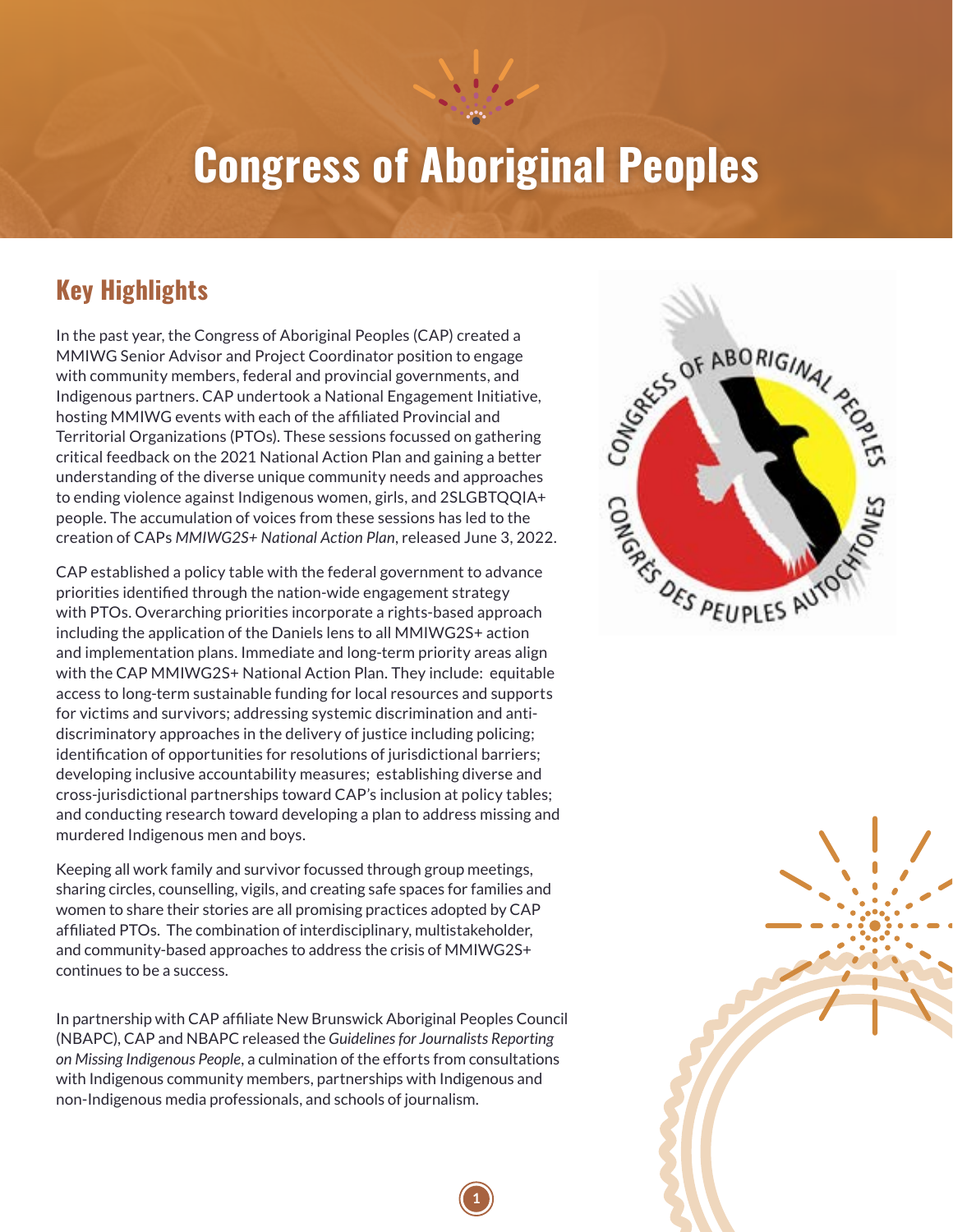# Congress of Aboriginal Peoples

## Key Highlights

In the past year, the Congress of Aboriginal Peoples (CAP) created a MMIWG Senior Advisor and Project Coordinator position to engage with community members, federal and provincial governments, and Indigenous partners. CAP undertook a National Engagement Initiative, hosting MMIWG events with each of the affiliated Provincial and Territorial Organizations (PTOs). These sessions focussed on gathering critical feedback on the 2021 National Action Plan and gaining a better understanding of the diverse unique community needs and approaches to ending violence against Indigenous women, girls, and 2SLGBTQQIA+ people. The accumulation of voices from these sessions has led to the creation of CAPs *MMIWG2S+ National Action Plan*, released June 3, 2022.

CAP established a policy table with the federal government to advance priorities identified through the nation-wide engagement strategy with PTOs. Overarching priorities incorporate a rights-based approach including the application of the Daniels lens to all MMIWG2S+ action and implementation plans. Immediate and long-term priority areas align with the CAP MMIWG2S+ National Action Plan. They include: equitable access to long-term sustainable funding for local resources and supports for victims and survivors; addressing systemic discrimination and anti-discriminatory approaches in the delivery of justice including policing; identification of opportunities for resolutions of jurisdictional barriers; developing inclusive accountability measures; establishing diverse and cross-jurisdictional partnerships toward CAP's inclusion at policy tables; and conducting research toward developing a plan to address missing and murdered Indigenous men and boys.

Keeping all work family and survivor focussed through group meetings, sharing circles, counselling, vigils, and creating safe spaces for families and women to share their stories are all promising practices adopted by CAP affiliated PTOs. The combination of interdisciplinary, multistakeholder, and community-based approaches to address the crisis of MMIWG2S+ continues to be a success.

In partnership with CAP affiliate New Brunswick Aboriginal Peoples Council (NBAPC), CAP and NBAPC released the *Guidelines for Journalists Reporting on Missing Indigenous People*, a culmination of the efforts from consultations with Indigenous community members, partnerships with Indigenous and non-Indigenous media professionals, and schools of journalism.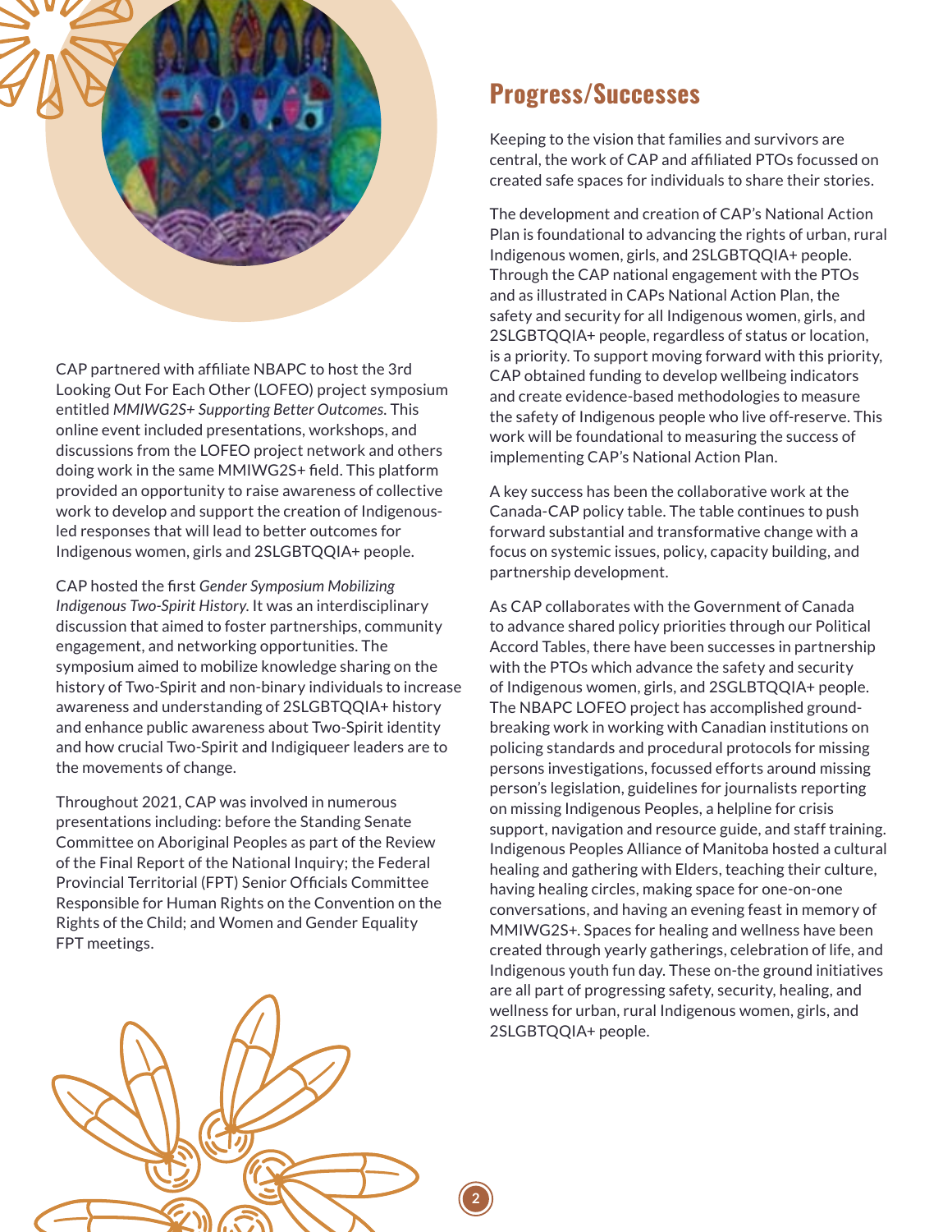CAP partnered with affiliate NBAPC to host the 3rd Looking Out For Each Other (LOFEO) project symposium entitled *MMIWG2S+ Supporting Better Outcomes*. This online event included presentations, workshops, and discussions from the LOFEO project network and others doing work in the same MMIWG2S+ field. This platform provided an opportunity to raise awareness of collective work to develop and support the creation of Indigenous-led responses that will lead to better outcomes for Indigenous women, girls and 2SLGBTQQIA+ people.

CAP hosted the first *Gender Symposium Mobilizing Indigenous Two-Spirit History*. It was an interdisciplinary discussion that aimed to foster partnerships, community engagement, and networking opportunities. The symposium aimed to mobilize knowledge sharing on the history of Two-Spirit and non-binary individuals to increase awareness and understanding of 2SLGBTQQIA+ history and enhance public awareness about Two-Spirit identity and how crucial Two-Spirit and Indigiqueer leaders are to the movements of change.

Throughout 2021, CAP was involved in numerous presentations including: before the Standing Senate Committee on Aboriginal Peoples as part of the Review of the Final Report of the National Inquiry; the Federal Provincial Territorial (FPT) Senior Officials Committee Responsible for Human Rights on the Convention on the Rights of the Child; and Women and Gender Equality FPT meetings.

## Progress/Successes

Keeping to the vision that families and survivors are central, the work of CAP and affiliated PTOs focussed on created safe spaces for individuals to share their stories.

The development and creation of CAP's National Action Plan is foundational to advancing the rights of urban, rural Indigenous women, girls, and 2SLGBTQQIA+ people. Through the CAP national engagement with the PTOs and as illustrated in CAPs National Action Plan, the safety and security for all Indigenous women, girls, and 2SLGBTQQIA+ people, regardless of status or location, is a priority. To support moving forward with this priority, CAP obtained funding to develop wellbeing indicators and create evidence-based methodologies to measure the safety of Indigenous people who live off-reserve. This work will be foundational to measuring the success of implementing CAP's National Action Plan.

A key success has been the collaborative work at the Canada-CAP policy table. The table continues to push forward substantial and transformative change with a focus on systemic issues, policy, capacity building, and partnership development.

As CAP collaborates with the Government of Canada to advance shared policy priorities through our Political Accord Tables, there have been successes in partnership with the PTOs which advance the safety and security of Indigenous women, girls, and 2SGLBTQQIA+ people. The NBAPC LOFEO project has accomplished ground-breaking work in working with Canadian institutions on policing standards and procedural protocols for missing persons investigations, focussed efforts around missing person's legislation, guidelines for journalists reporting on missing Indigenous Peoples, a helpline for crisis support, navigation and resource guide, and staff training. Indigenous Peoples Alliance of Manitoba hosted a cultural healing and gathering with Elders, teaching their culture, having healing circles, making space for one-on-one conversations, and having an evening feast in memory of MMIWG2S+. Spaces for healing and wellness have been created through yearly gatherings, celebration of life, and Indigenous youth fun day. These on-the ground initiatives are all part of progressing safety, security, healing, and wellness for urban, rural Indigenous women, girls, and 2SLGBTQQIA+ people.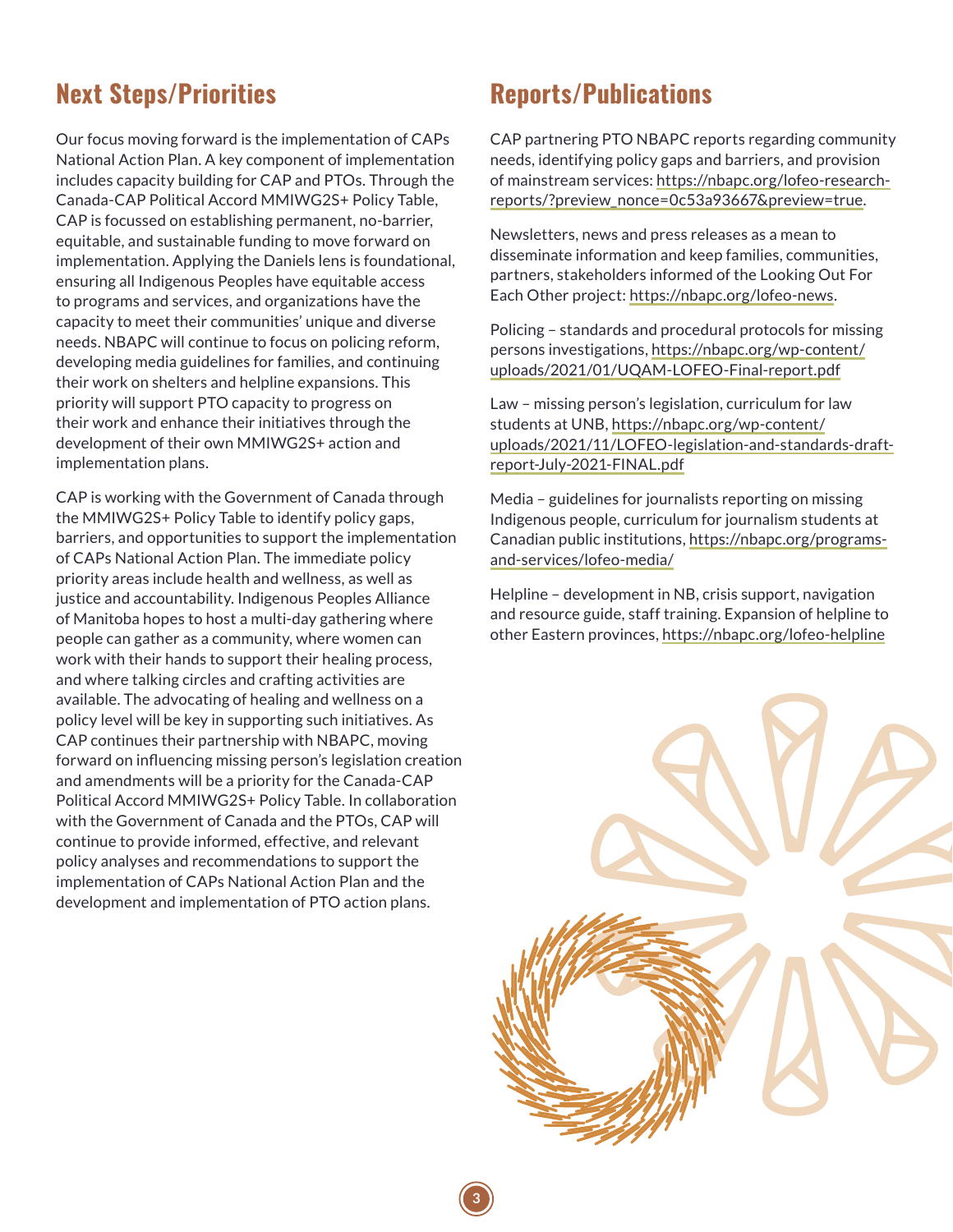## Next Steps/Priorities

Our focus moving forward is the implementation of CAPs National Action Plan. A key component of implementation includes capacity building for CAP and PTOs. Through the Canada-CAP Political Accord MMIWG2S+ Policy Table, CAP is focussed on establishing permanent, no-barrier, equitable, and sustainable funding to move forward on implementation. Applying the Daniels lens is foundational, ensuring all Indigenous Peoples have equitable access to programs and services, and organizations have the capacity to meet their communities' unique and diverse needs. NBAPC will continue to focus on policing reform, developing media guidelines for families, and continuing their work on shelters and helpline expansions. This priority will support PTO capacity to progress on their work and enhance their initiatives through the development of their own MMIWG2S+ action and implementation plans.

CAP is working with the Government of Canada through the MMIWG2S+ Policy Table to identify policy gaps, barriers, and opportunities to support the implementation of CAPs National Action Plan. The immediate policy priority areas include health and wellness, as well as justice and accountability. Indigenous Peoples Alliance of Manitoba hopes to host a multi-day gathering where people can gather as a community, where women can work with their hands to support their healing process, and where talking circles and crafting activities are available. The advocating of healing and wellness on a policy level will be key in supporting such initiatives. As CAP continues their partnership with NBAPC, moving forward on influencing missing person's legislation creation and amendments will be a priority for the Canada-CAP Political Accord MMIWG2S+ Policy Table. In collaboration with the Government of Canada and the PTOs, CAP will continue to provide informed, effective, and relevant policy analyses and recommendations to support the implementation of CAPs National Action Plan and the development and implementation of PTO action plans.

## Reports/Publications

CAP partnering PTO NBAPC reports regarding community needs, identifying policy gaps and barriers, and provision of mainstream services: https://nbapc.org/lofeo-research-reports/?preview_nonce=0c53a93667&preview=true.

Newsletters, news and press releases as a mean to disseminate information and keep families, communities, partners, stakeholders informed of the Looking Out For Each Other project: https://nbapc.org/lofeo-news.

Policing – standards and procedural protocols for missing persons investigations, https://nbapc.org/wp-content/uploads/2021/01/UQAM-LOFEO-Final-report.pdf

Law – missing person's legislation, curriculum for law students at UNB, https://nbapc.org/wp-content/uploads/2021/11/LOFEO-legislation-and-standards-draft-report-July-2021-FINAL.pdf

Media – guidelines for journalists reporting on missing Indigenous people, curriculum for journalism students at Canadian public institutions, https://nbapc.org/programs-and-services/lofeo-media/

Helpline – development in NB, crisis support, navigation and resource guide, staff training. Expansion of helpline to other Eastern provinces, https://nbapc.org/lofeo-helpline